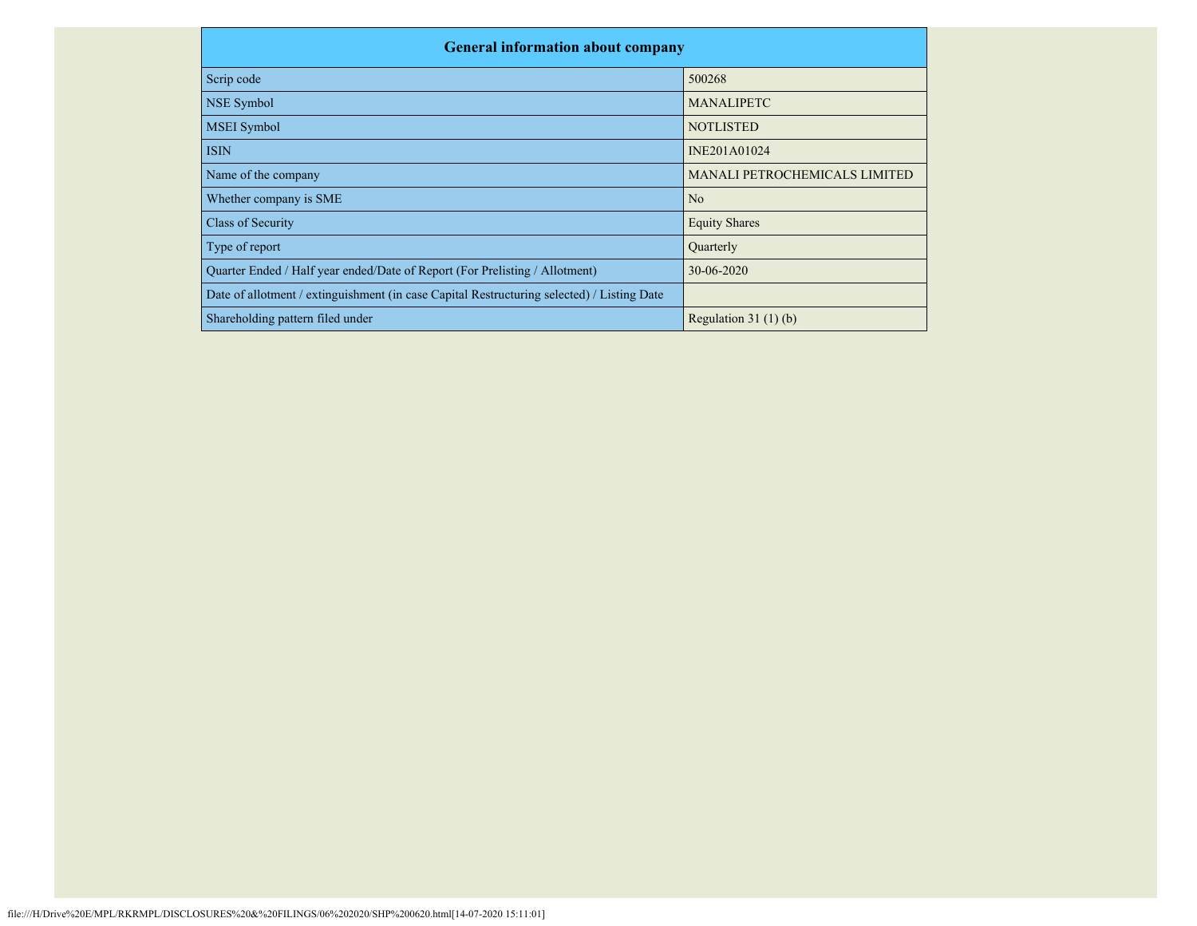| General information about company | |
|---|---|
| Scrip code | 500268 |
| NSE Symbol | MANALIPETC |
| MSEI Symbol | NOTLISTED |
| ISIN | INE201A01024 |
| Name of the company | MANALI PETROCHEMICALS LIMITED |
| Whether company is SME | No |
| Class of Security | Equity Shares |
| Type of report | Quarterly |
| Quarter Ended / Half year ended/Date of Report (For Prelisting / Allotment) | 30-06-2020 |
| Date of allotment / extinguishment (in case Capital Restructuring selected) / Listing Date | |
| Shareholding pattern filed under | Regulation 31 (1) (b) |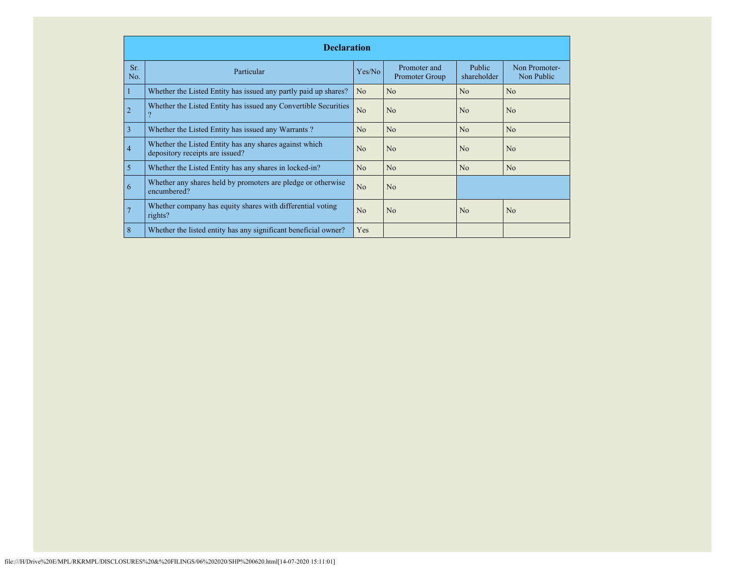| Declaration | | | | | |
|---|---|---|---|---|---|
| Sr. No. | Particular | Yes/No | Promoter and Promoter Group | Public shareholder | Non Promoter- Non Public |
| 1 | Whether the Listed Entity has issued any partly paid up shares? | No | No | No | No |
| 2 | Whether the Listed Entity has issued any Convertible Securities ? | No | No | No | No |
| 3 | Whether the Listed Entity has issued any Warrants ? | No | No | No | No |
| 4 | Whether the Listed Entity has any shares against which depository receipts are issued? | No | No | No | No |
| 5 | Whether the Listed Entity has any shares in locked-in? | No | No | No | No |
| 6 | Whether any shares held by promoters are pledge or otherwise encumbered? | No | No | | |
| 7 | Whether company has equity shares with differential voting rights? | No | No | No | No |
| 8 | Whether the listed entity has any significant beneficial owner? | Yes | | | |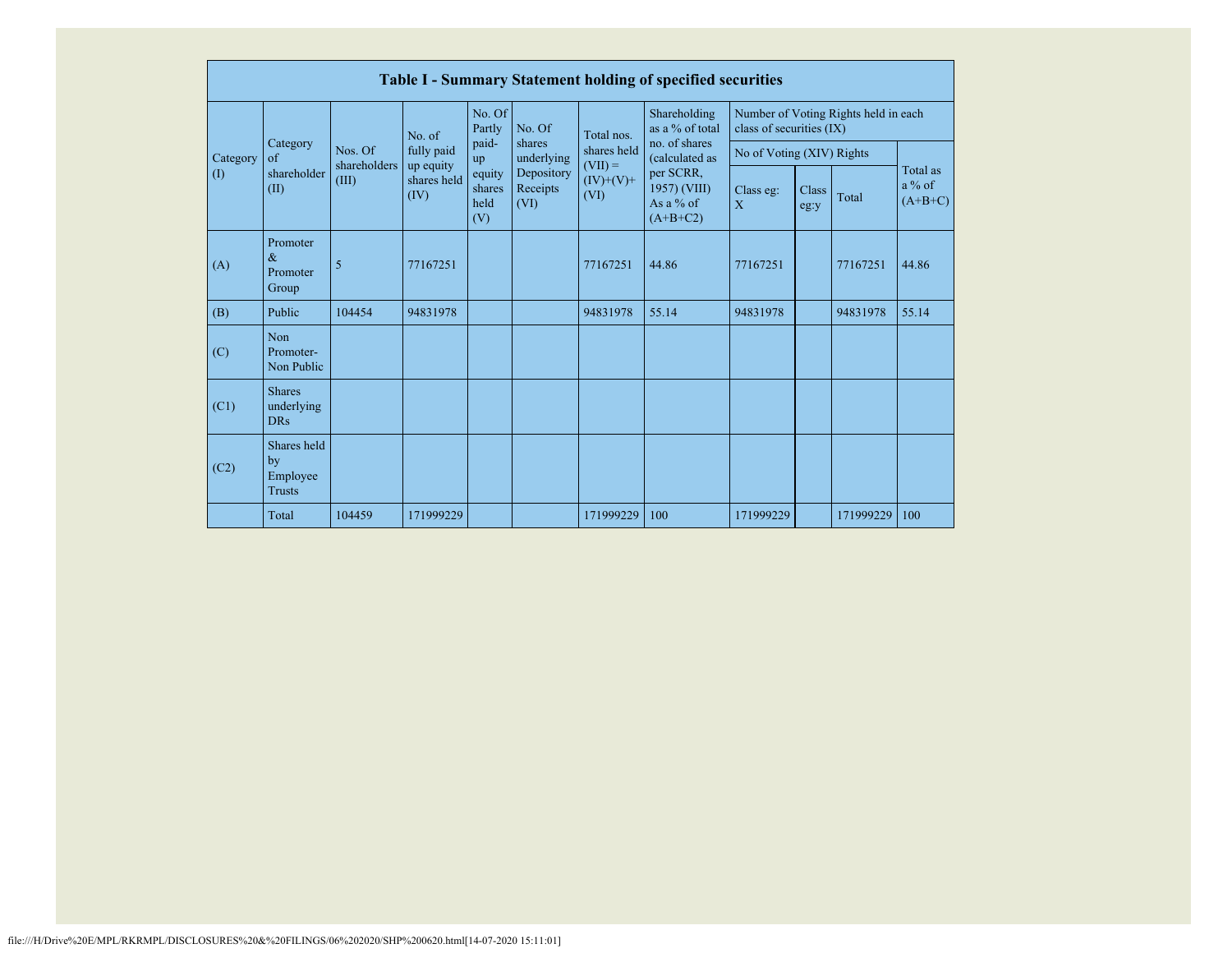| Table I - Summary Statement holding of specified securities | | | | | | | | | | | | |
|---|---|---|---|---|---|---|---|---|---|---|---|---|
| Category (I) | Category of shareholder (II) | Nos. Of shareholders (III) | No. of fully paid up equity shares held (IV) | No. Of Partly paid-up equity shares held (V) | No. Of shares underlying Depository Receipts (VI) | Total nos. shares held (VII) = (IV)+(V)+ (VI) | Shareholding as a % of total no. of shares (calculated as per SCRR, 1957) (VIII) As a % of (A+B+C2) | Number of Voting Rights held in each class of securities (IX) | | | |
| | | | | | | | | No of Voting (XIV) Rights | | | Total as a % of (A+B+C) |
| | | | | | | | | Class eg: X | Class eg:y | Total | |
| (A) | Promoter & Promoter Group | 5 | 77167251 | | | 77167251 | 44.86 | 77167251 | | 77167251 | 44.86 |
| (B) | Public | 104454 | 94831978 | | | 94831978 | 55.14 | 94831978 | | 94831978 | 55.14 |
| (C) | Non Promoter- Non Public | | | | | | | | | | |
| (C1) | Shares underlying DRs | | | | | | | | | | |
| (C2) | Shares held by Employee Trusts | | | | | | | | | | |
| | Total | 104459 | 171999229 | | | 171999229 | 100 | 171999229 | | 171999229 | 100 |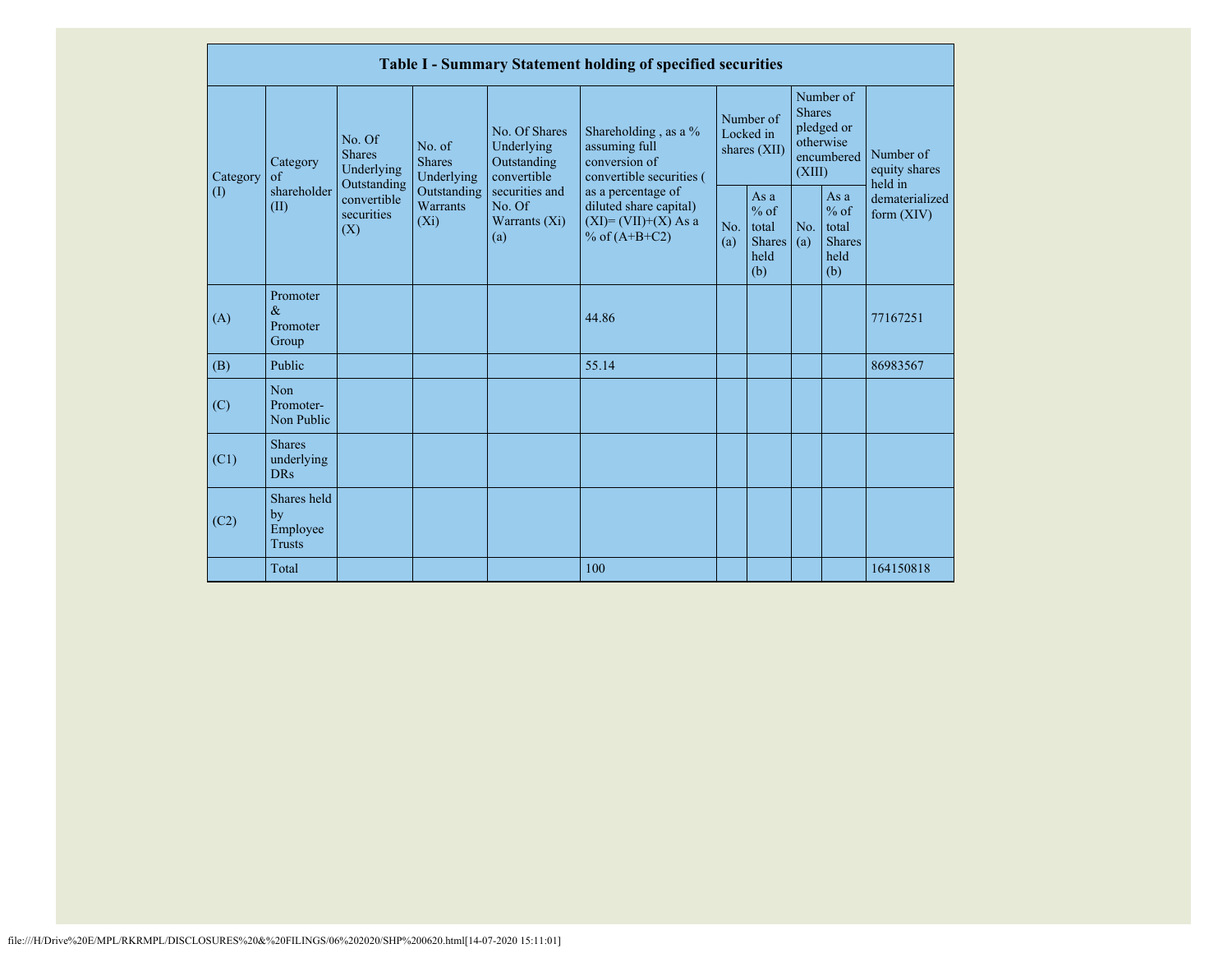## Table I - Summary Statement holding of specified securities

| Category (I) | Category of shareholder (II) | No. Of Shares Underlying Outstanding convertible securities (X) | No. of Shares Underlying Outstanding Warrants (Xi) | No. Of Shares Underlying Outstanding convertible securities and No. Of Warrants (Xi) (a) | Shareholding , as a % assuming full conversion of convertible securities ( as a percentage of diluted share capital) (XI)= (VII)+(X) As a % of (A+B+C2) | Number of Locked in shares (XII) | | Number of Shares pledged or otherwise encumbered (XIII) | | Number of equity shares held in dematerialized form (XIV) |
|---|---|---|---|---|---|---|---|---|---|---|
| | | | | | | No. (a) | As a % of total Shares held (b) | No. (a) | As a % of total Shares held (b) | |
| (A) | Promoter & Promoter Group | | | | 44.86 | | | | | 77167251 |
| (B) | Public | | | | 55.14 | | | | | 86983567 |
| (C) | Non Promoter- Non Public | | | | | | | | | |
| (C1) | Shares underlying DRs | | | | | | | | | |
| (C2) | Shares held by Employee Trusts | | | | | | | | | |
| | Total | | | | 100 | | | | | 164150818 |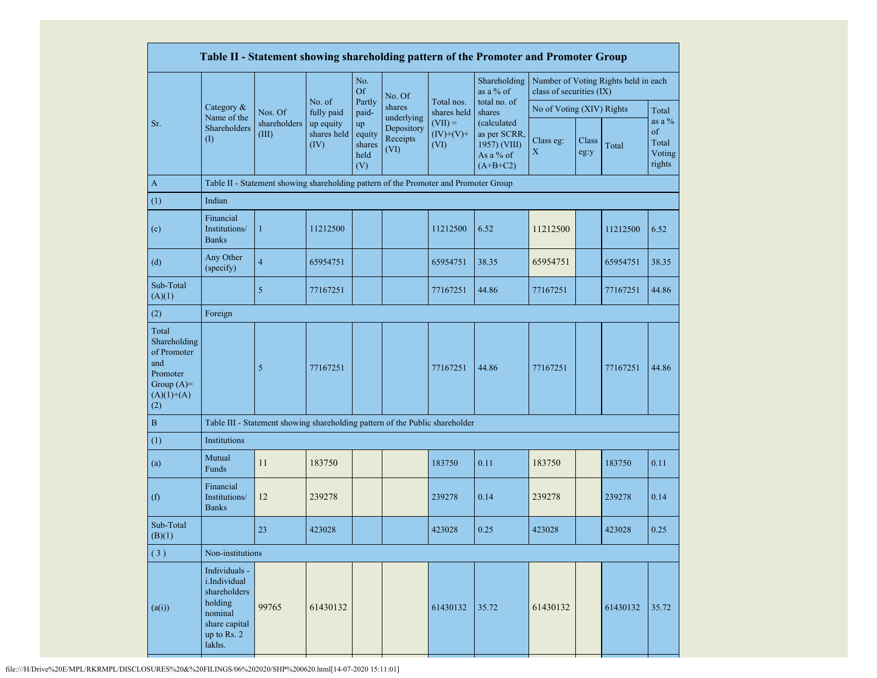| Sr. | Category & Name of the Shareholders (I) | Nos. Of shareholders (III) | No. of fully paid up equity shares held (IV) | No. Of Partly paid-up equity shares held (V) | No. Of shares underlying Depository Receipts (VI) | Total nos. shares held (VII) = (IV)+(V)+ (VI) | Shareholding as a % of total no. of shares (calculated as per SCRR, 1957) (VIII) As a % of (A+B+C2) | Number of Voting Rights held in each class of securities (IX) | | | |
|---|---|---|---|---|---|---|---|---|---|---|---|
| | | | | | | | | No of Voting (XIV) Rights | | | Total as a % of Total Voting rights |
| | | | | | | | | Class eg: X | Class eg:y | Total | |
| A | Table II - Statement showing shareholding pattern of the Promoter and Promoter Group | | | | | | | | | | |
| (1) | Indian | | | | | | | | | | |
| (c) | Financial Institutions/ Banks | 1 | 11212500 | | | 11212500 | 6.52 | 11212500 | | 11212500 | 6.52 |
| (d) | Any Other (specify) | 4 | 65954751 | | | 65954751 | 38.35 | 65954751 | | 65954751 | 38.35 |
| Sub-Total (A)(1) | | 5 | 77167251 | | | 77167251 | 44.86 | 77167251 | | 77167251 | 44.86 |
| (2) | Foreign | | | | | | | | | | |
| Total Shareholding of Promoter and Promoter Group (A)= (A)(1)+(A)(2) | | 5 | 77167251 | | | 77167251 | 44.86 | 77167251 | | 77167251 | 44.86 |
| B | Table III - Statement showing shareholding pattern of the Public shareholder | | | | | | | | | | |
| (1) | Institutions | | | | | | | | | | |
| (a) | Mutual Funds | 11 | 183750 | | | 183750 | 0.11 | 183750 | | 183750 | 0.11 |
| (f) | Financial Institutions/ Banks | 12 | 239278 | | | 239278 | 0.14 | 239278 | | 239278 | 0.14 |
| Sub-Total (B)(1) | | 23 | 423028 | | | 423028 | 0.25 | 423028 | | 423028 | 0.25 |
| (3) | Non-institutions | | | | | | | | | | |
| (a(i)) | Individuals - i.Individual shareholders holding nominal share capital up to Rs. 2 lakhs. | 99765 | 61430132 | | | 61430132 | 35.72 | 61430132 | | 61430132 | 35.72 |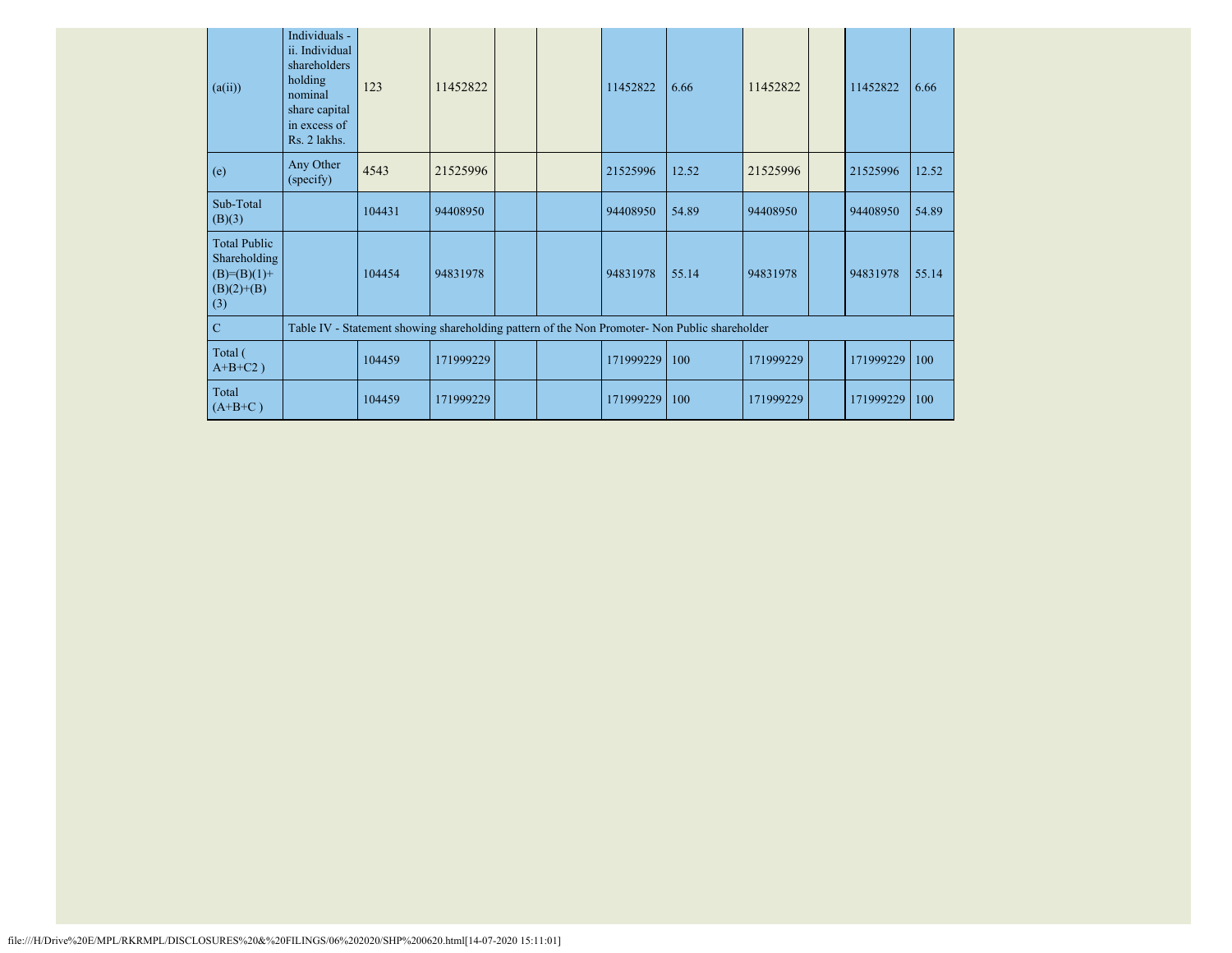| | | | | | | | | | | | |
|---|---|---|---|---|---|---|---|---|---|---|---|
| (a(ii)) | Individuals - ii. Individual shareholders holding nominal share capital in excess of Rs. 2 lakhs. | 123 | 11452822 | | | 11452822 | 6.66 | 11452822 | | 11452822 | 6.66 |
| (e) | Any Other (specify) | 4543 | 21525996 | | | 21525996 | 12.52 | 21525996 | | 21525996 | 12.52 |
| Sub-Total (B)(3) | | 104431 | 94408950 | | | 94408950 | 54.89 | 94408950 | | 94408950 | 54.89 |
| Total Public Shareholding (B)=(B)(1)+(B)(2)+(B)(3) | | 104454 | 94831978 | | | 94831978 | 55.14 | 94831978 | | 94831978 | 55.14 |
| C | Table IV - Statement showing shareholding pattern of the Non Promoter- Non Public shareholder | | | | | | | | | | |
| Total ( A+B+C2 ) | | 104459 | 171999229 | | | 171999229 | 100 | 171999229 | | 171999229 | 100 |
| Total (A+B+C ) | | 104459 | 171999229 | | | 171999229 | 100 | 171999229 | | 171999229 | 100 |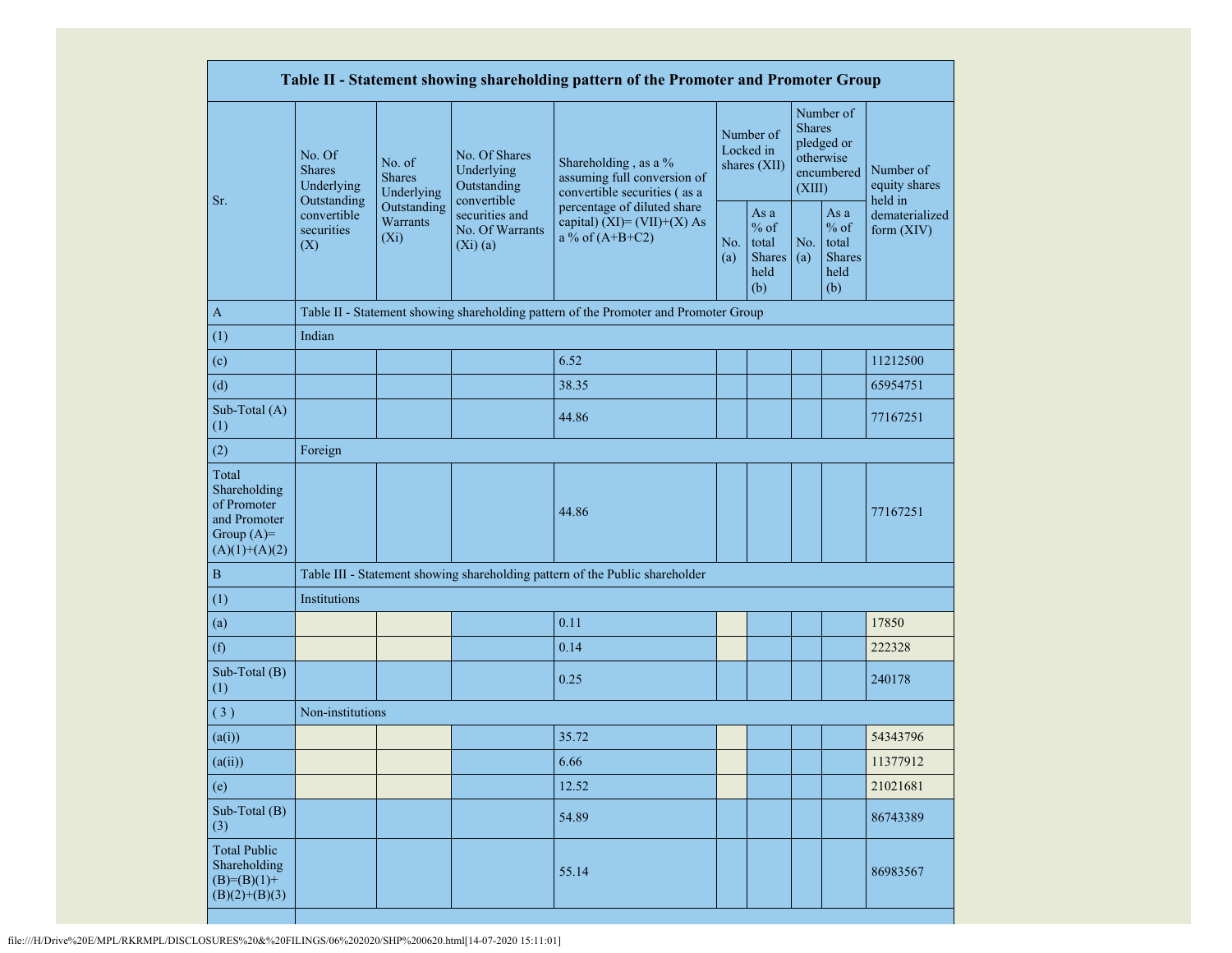| Table II - Statement showing shareholding pattern of the Promoter and Promoter Group | | | | | | | | | |
|---|---|---|---|---|---|---|---|---|---|
| Sr. | No. Of Shares Underlying Outstanding convertible securities (X) | No. of Shares Underlying Outstanding Warrants (Xi) | No. Of Shares Underlying Outstanding convertible securities and No. Of Warrants (Xi) (a) | Shareholding , as a % assuming full conversion of convertible securities ( as a percentage of diluted share capital) (XI)= (VII)+(X) As a % of (A+B+C2) | Number of Locked in shares (XII) | | Number of Shares pledged or otherwise encumbered (XIII) | | Number of equity shares held in dematerialized form (XIV) |
| | | | | | No. (a) | As a % of total Shares held (b) | No. (a) | As a % of total Shares held (b) | |
| A | Table II - Statement showing shareholding pattern of the Promoter and Promoter Group | | | | | | | | |
| (1) | Indian | | | | | | | | |
| (c) | | | | 6.52 | | | | | 11212500 |
| (d) | | | | 38.35 | | | | | 65954751 |
| Sub-Total (A) (1) | | | | 44.86 | | | | | 77167251 |
| (2) | Foreign | | | | | | | | |
| Total Shareholding of Promoter and Promoter Group (A)= (A)(1)+(A)(2) | | | | 44.86 | | | | | 77167251 |
| B | Table III - Statement showing shareholding pattern of the Public shareholder | | | | | | | | |
| (1) | Institutions | | | | | | | | |
| (a) | | | | 0.11 | | | | | 17850 |
| (f) | | | | 0.14 | | | | | 222328 |
| Sub-Total (B) (1) | | | | 0.25 | | | | | 240178 |
| ( 3 ) | Non-institutions | | | | | | | | |
| (a(i)) | | | | 35.72 | | | | | 54343796 |
| (a(ii)) | | | | 6.66 | | | | | 11377912 |
| (e) | | | | 12.52 | | | | | 21021681 |
| Sub-Total (B) (3) | | | | 54.89 | | | | | 86743389 |
| Total Public Shareholding (B)=(B)(1)+(B)(2)+(B)(3) | | | | 55.14 | | | | | 86983567 |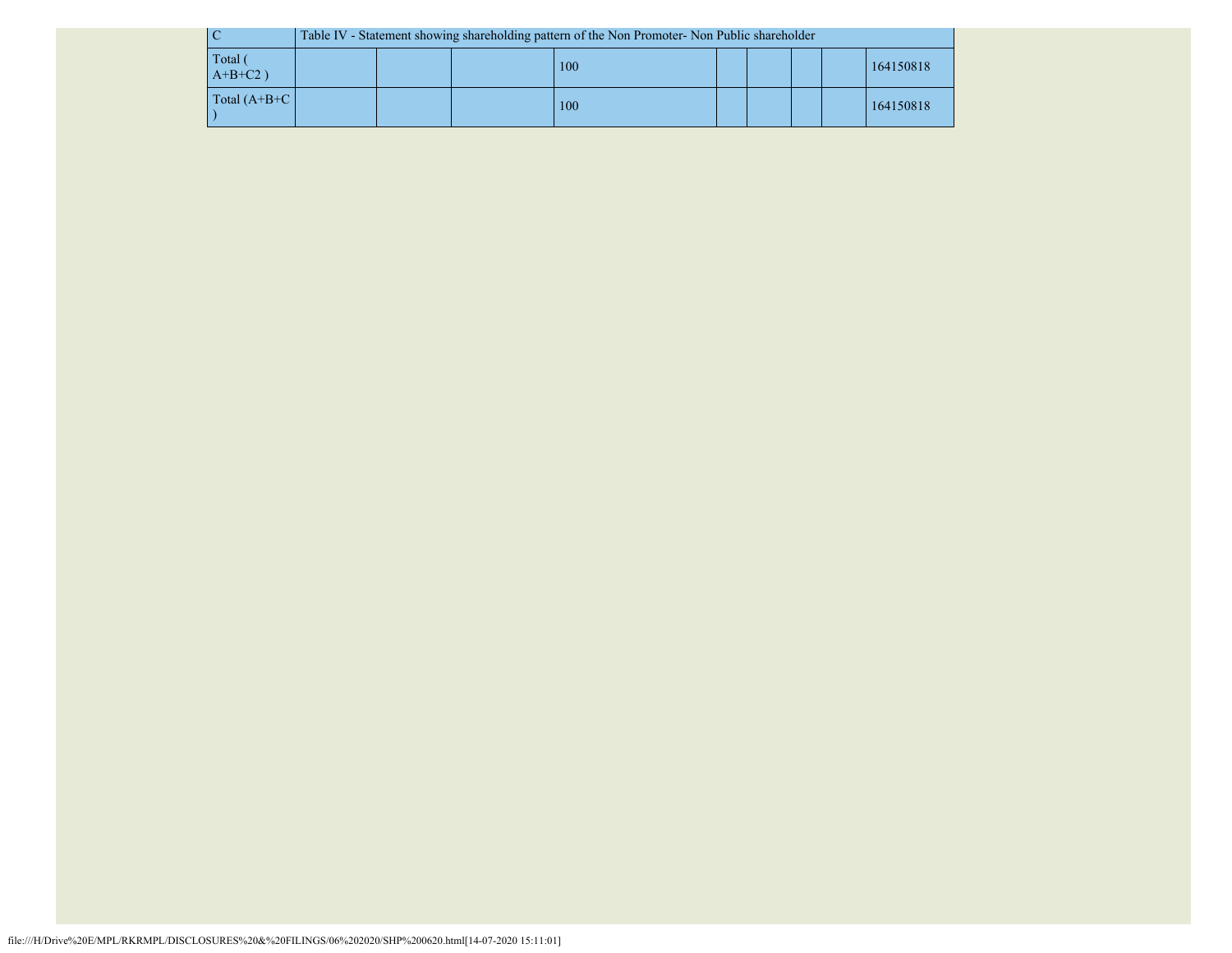| C | Table IV - Statement showing shareholding pattern of the Non Promoter- Non Public shareholder | | | | | | | |
|---|---|---|---|---|---|---|---|---|
| Total ( A+B+C2 ) | | | 100 | | | | | 164150818 |
| Total (A+B+C ) | | | 100 | | | | | 164150818 |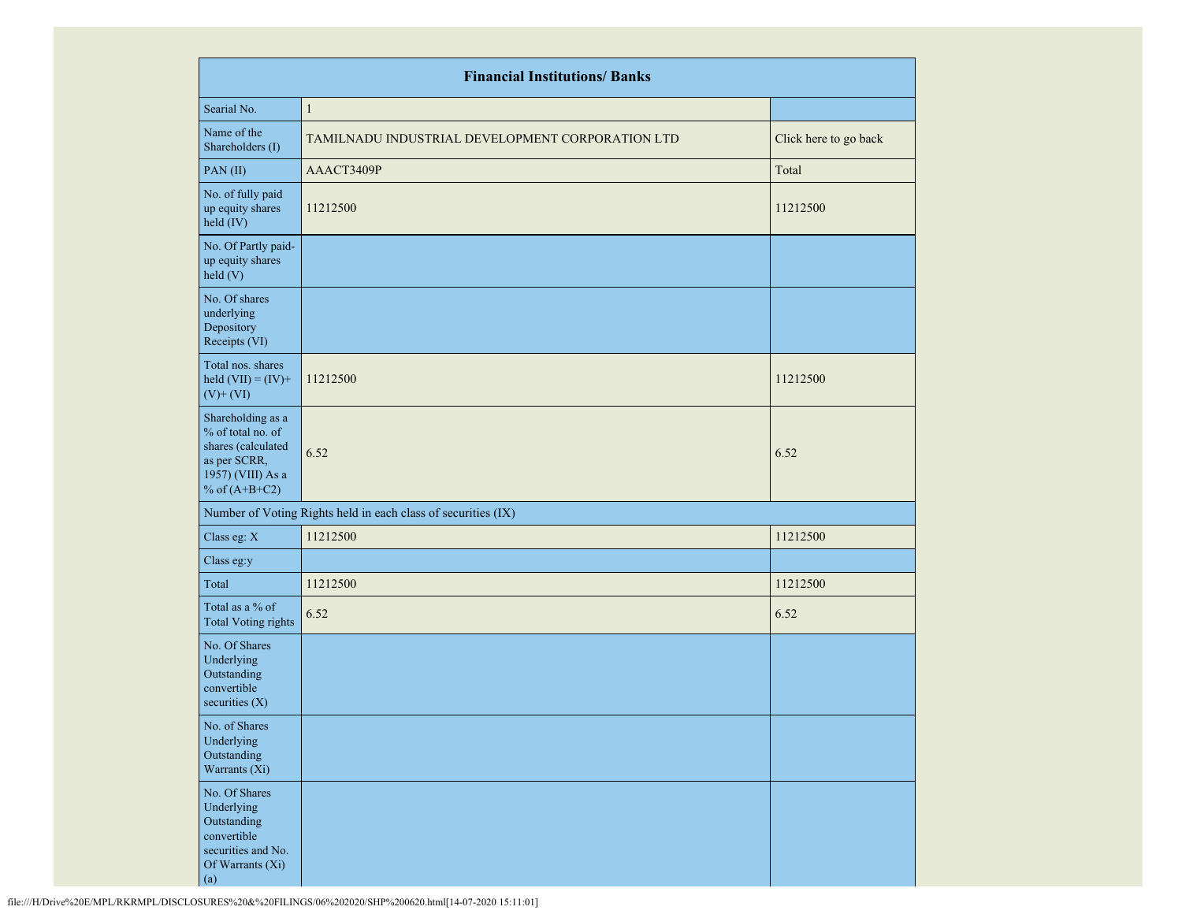| Financial Institutions/ Banks | | |
|---|---|---|
| Searial No. | 1 | |
| Name of the Shareholders (I) | TAMILNADU INDUSTRIAL DEVELOPMENT CORPORATION LTD | Click here to go back |
| PAN (II) | AAACT3409P | Total |
| No. of fully paid up equity shares held (IV) | 11212500 | 11212500 |
| No. Of Partly paid-up equity shares held (V) | | |
| No. Of shares underlying Depository Receipts (VI) | | |
| Total nos. shares held (VII) = (IV)+ (V)+ (VI) | 11212500 | 11212500 |
| Shareholding as a % of total no. of shares (calculated as per SCRR, 1957) (VIII) As a % of (A+B+C2) | 6.52 | 6.52 |
| Number of Voting Rights held in each class of securities (IX) | | |
| Class eg: X | 11212500 | 11212500 |
| Class eg:y | | |
| Total | 11212500 | 11212500 |
| Total as a % of Total Voting rights | 6.52 | 6.52 |
| No. Of Shares Underlying Outstanding convertible securities (X) | | |
| No. of Shares Underlying Outstanding Warrants (Xi) | | |
| No. Of Shares Underlying Outstanding convertible securities and No. Of Warrants (Xi) (a) | | |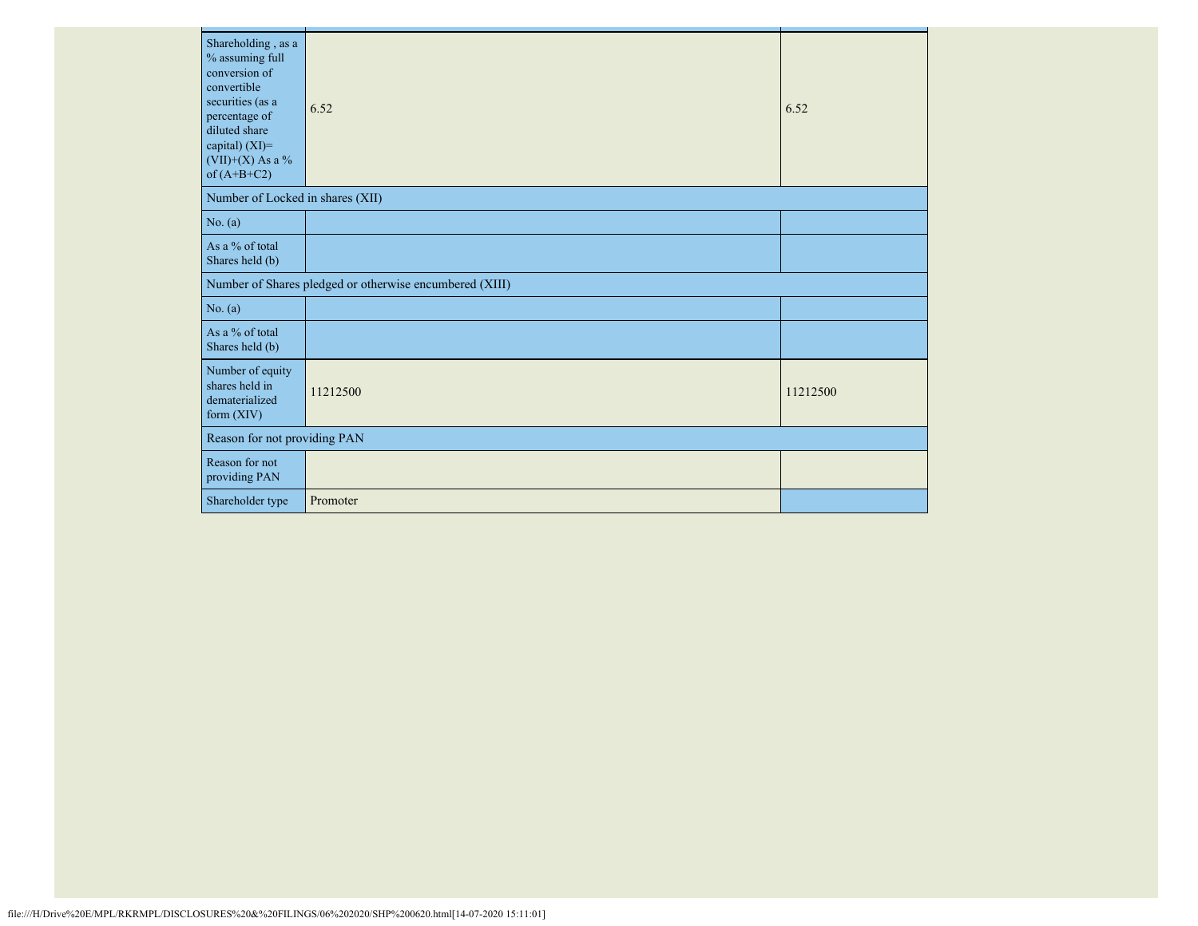| Shareholding , as a % assuming full conversion of convertible securities (as a percentage of diluted share capital) (XI)= (VII)+(X) As a % of (A+B+C2) | 6.52 | 6.52 |
|---|---|---|
| Number of Locked in shares (XII) | | |
| No. (a) | | |
| As a % of total Shares held (b) | | |
| Number of Shares pledged or otherwise encumbered (XIII) | | |
| No. (a) | | |
| As a % of total Shares held (b) | | |
| Number of equity shares held in dematerialized form (XIV) | 11212500 | 11212500 |
| Reason for not providing PAN | | |
| Reason for not providing PAN | | |
| Shareholder type | Promoter | |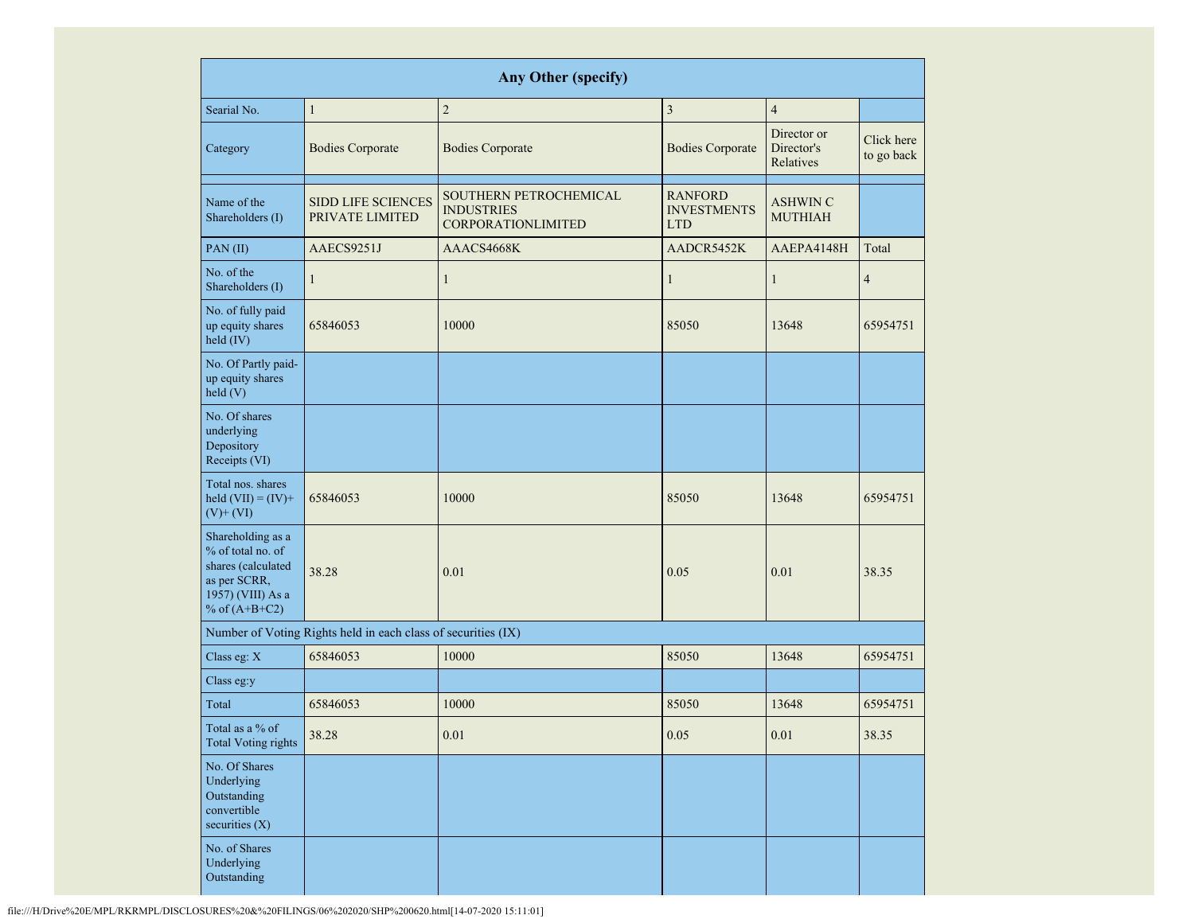| Any Other (specify) | | | | | |
|---|---|---|---|---|---|
| Searial No. | 1 | 2 | 3 | 4 | |
| Category | Bodies Corporate | Bodies Corporate | Bodies Corporate | Director or Director's Relatives | Click here to go back |
| | | | | | |
| Name of the Shareholders (I) | SIDD LIFE SCIENCES PRIVATE LIMITED | SOUTHERN PETROCHEMICAL INDUSTRIES CORPORATIONLIMITED | RANFORD INVESTMENTS LTD | ASHWIN C MUTHIAH | |
| PAN (II) | AAECS9251J | AAACS4668K | AADCR5452K | AAEPA4148H | Total |
| No. of the Shareholders (I) | 1 | 1 | 1 | 1 | 4 |
| No. of fully paid up equity shares held (IV) | 65846053 | 10000 | 85050 | 13648 | 65954751 |
| No. Of Partly paid-up equity shares held (V) | | | | | |
| No. Of shares underlying Depository Receipts (VI) | | | | | |
| Total nos. shares held (VII) = (IV)+(V)+ (VI) | 65846053 | 10000 | 85050 | 13648 | 65954751 |
| Shareholding as a % of total no. of shares (calculated as per SCRR, 1957) (VIII) As a % of (A+B+C2) | 38.28 | 0.01 | 0.05 | 0.01 | 38.35 |
| Number of Voting Rights held in each class of securities (IX) | | | | | |
| Class eg: X | 65846053 | 10000 | 85050 | 13648 | 65954751 |
| Class eg:y | | | | | |
| Total | 65846053 | 10000 | 85050 | 13648 | 65954751 |
| Total as a % of Total Voting rights | 38.28 | 0.01 | 0.05 | 0.01 | 38.35 |
| No. Of Shares Underlying Outstanding convertible securities (X) | | | | | |
| No. of Shares Underlying Outstanding | | | | | |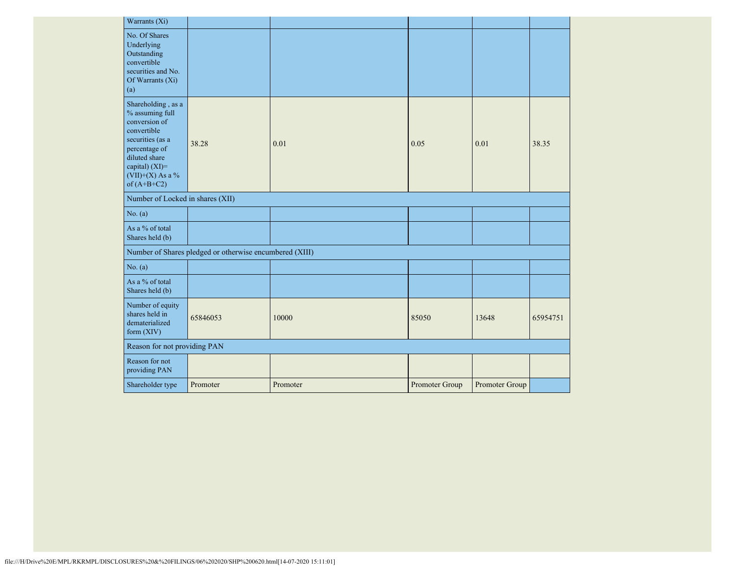| | | | | | |
|---|---|---|---|---|---|
| Warrants (Xi) | | | | | |
| No. Of Shares Underlying Outstanding convertible securities and No. Of Warrants (Xi) (a) | | | | | |
| Shareholding , as a % assuming full conversion of convertible securities (as a percentage of diluted share capital) (XI)= (VII)+(X) As a % of (A+B+C2) | 38.28 | 0.01 | 0.05 | 0.01 | 38.35 |
| Number of Locked in shares (XII) | | | | | |
| No. (a) | | | | | |
| As a % of total Shares held (b) | | | | | |
| Number of Shares pledged or otherwise encumbered (XIII) | | | | | |
| No. (a) | | | | | |
| As a % of total Shares held (b) | | | | | |
| Number of equity shares held in dematerialized form (XIV) | 65846053 | 10000 | 85050 | 13648 | 65954751 |
| Reason for not providing PAN | | | | | |
| Reason for not providing PAN | | | | | |
| Shareholder type | Promoter | Promoter | Promoter Group | Promoter Group | |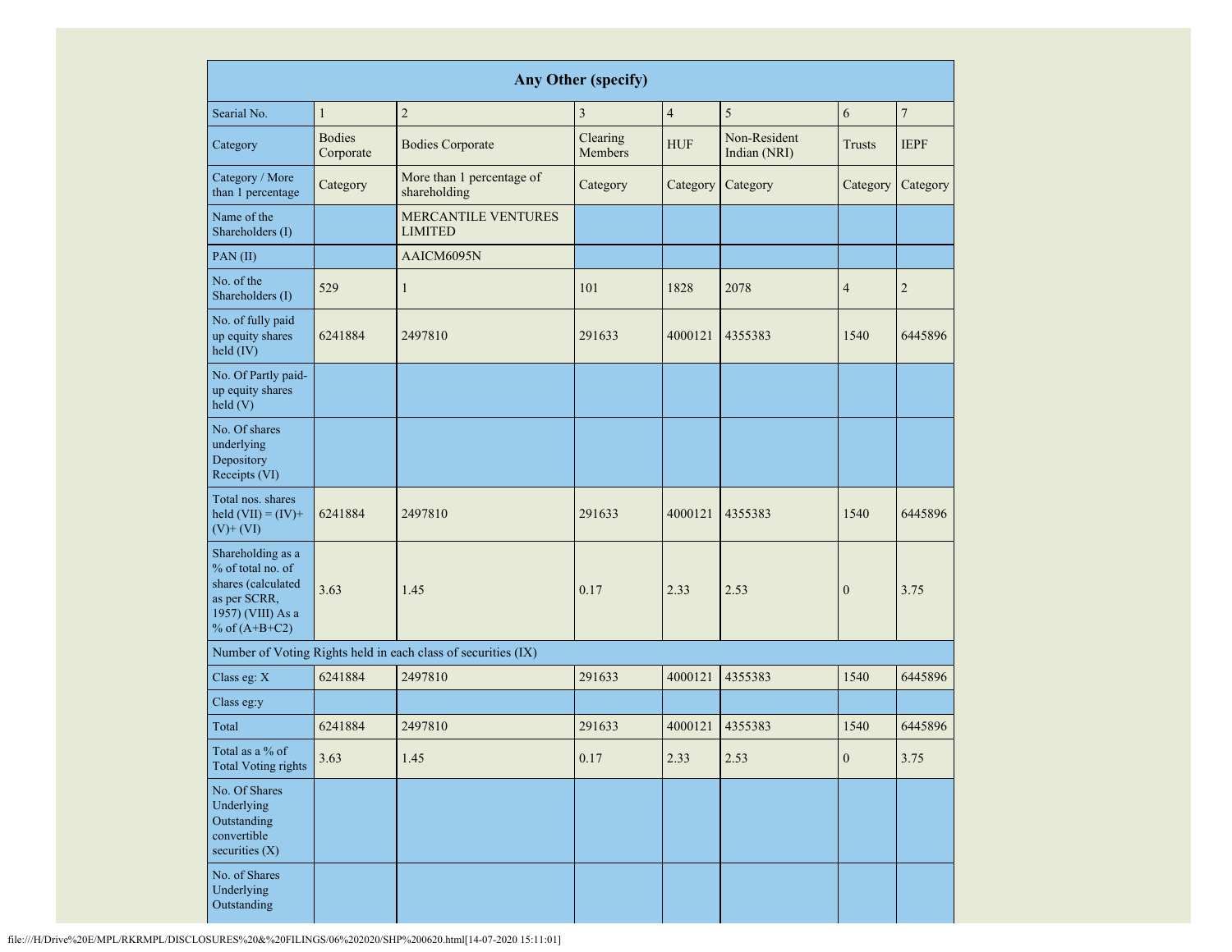| Any Other (specify) | | | | | | | |
|---|---|---|---|---|---|---|---|
| Searial No. | 1 | 2 | 3 | 4 | 5 | 6 | 7 |
| Category | Bodies Corporate | Bodies Corporate | Clearing Members | HUF | Non-Resident Indian (NRI) | Trusts | IEPF |
| Category / More than 1 percentage | Category | More than 1 percentage of shareholding | Category | Category | Category | Category | Category |
| Name of the Shareholders (I) | | MERCANTILE VENTURES LIMITED | | | | | |
| PAN (II) | | AAICM6095N | | | | | |
| No. of the Shareholders (I) | 529 | 1 | 101 | 1828 | 2078 | 4 | 2 |
| No. of fully paid up equity shares held (IV) | 6241884 | 2497810 | 291633 | 4000121 | 4355383 | 1540 | 6445896 |
| No. Of Partly paid-up equity shares held (V) | | | | | | | |
| No. Of shares underlying Depository Receipts (VI) | | | | | | | |
| Total nos. shares held (VII) = (IV)+ (V)+ (VI) | 6241884 | 2497810 | 291633 | 4000121 | 4355383 | 1540 | 6445896 |
| Shareholding as a % of total no. of shares (calculated as per SCRR, 1957) (VIII) As a % of (A+B+C2) | 3.63 | 1.45 | 0.17 | 2.33 | 2.53 | 0 | 3.75 |
| Number of Voting Rights held in each class of securities (IX) | | | | | | | |
| Class eg: X | 6241884 | 2497810 | 291633 | 4000121 | 4355383 | 1540 | 6445896 |
| Class eg:y | | | | | | | |
| Total | 6241884 | 2497810 | 291633 | 4000121 | 4355383 | 1540 | 6445896 |
| Total as a % of Total Voting rights | 3.63 | 1.45 | 0.17 | 2.33 | 2.53 | 0 | 3.75 |
| No. Of Shares Underlying Outstanding convertible securities (X) | | | | | | | |
| No. of Shares Underlying Outstanding | | | | | | | |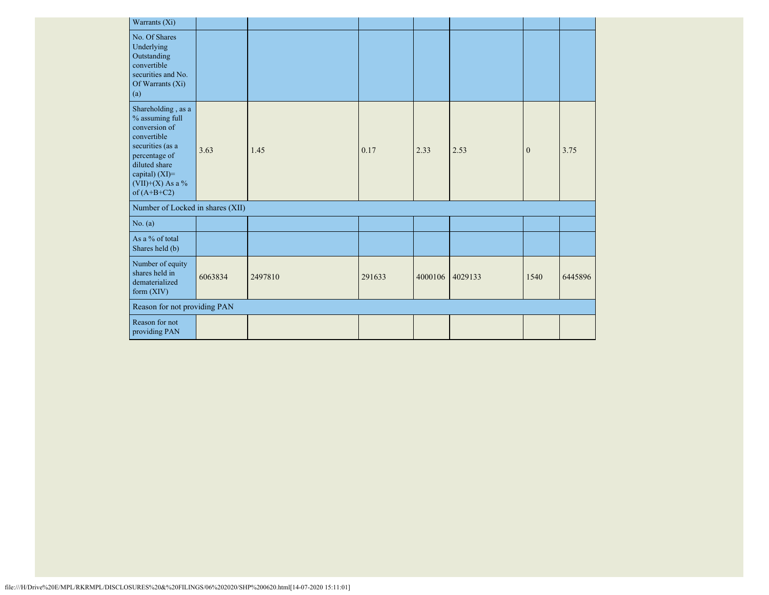| Warrants (Xi) | | | | | | | |
|---|---|---|---|---|---|---|---|
| No. Of Shares Underlying Outstanding convertible securities and No. Of Warrants (Xi) (a) | | | | | | | |
| Shareholding , as a % assuming full conversion of convertible securities (as a percentage of diluted share capital) (XI)= (VII)+(X) As a % of (A+B+C2) | 3.63 | 1.45 | 0.17 | 2.33 | 2.53 | 0 | 3.75 |
| Number of Locked in shares (XII) | | | | | | | |
| No. (a) | | | | | | | |
| As a % of total Shares held (b) | | | | | | | |
| Number of equity shares held in dematerialized form (XIV) | 6063834 | 2497810 | 291633 | 4000106 | 4029133 | 1540 | 6445896 |
| Reason for not providing PAN | | | | | | | |
| Reason for not providing PAN | | | | | | | |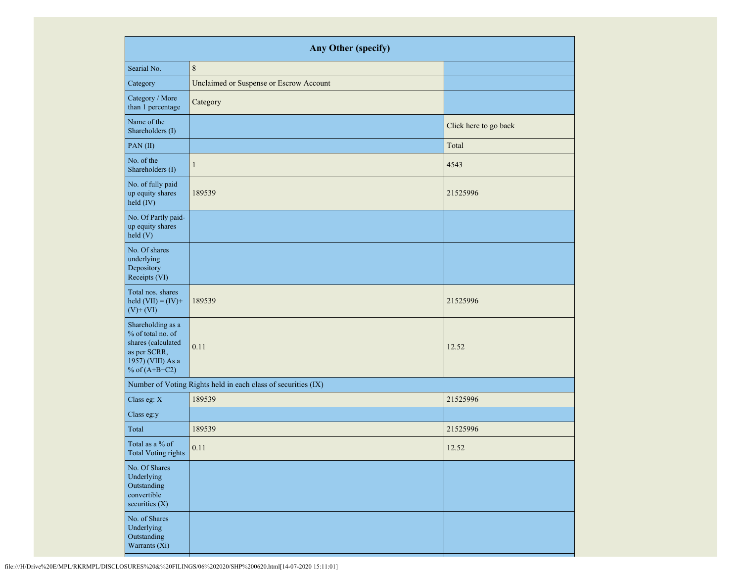| Any Other (specify) | | |
|---|---|---|
| Searial No. | 8 | |
| Category | Unclaimed or Suspense or Escrow Account | |
| Category / More than 1 percentage | Category | |
| Name of the Shareholders (I) | | Click here to go back |
| PAN (II) | | Total |
| No. of the Shareholders (I) | 1 | 4543 |
| No. of fully paid up equity shares held (IV) | 189539 | 21525996 |
| No. Of Partly paid-up equity shares held (V) | | |
| No. Of shares underlying Depository Receipts (VI) | | |
| Total nos. shares held (VII) = (IV)+ (V)+ (VI) | 189539 | 21525996 |
| Shareholding as a % of total no. of shares (calculated as per SCRR, 1957) (VIII) As a % of (A+B+C2) | 0.11 | 12.52 |
| Number of Voting Rights held in each class of securities (IX) | | |
| Class eg: X | 189539 | 21525996 |
| Class eg:y | | |
| Total | 189539 | 21525996 |
| Total as a % of Total Voting rights | 0.11 | 12.52 |
| No. Of Shares Underlying Outstanding convertible securities (X) | | |
| No. of Shares Underlying Outstanding Warrants (Xi) | | |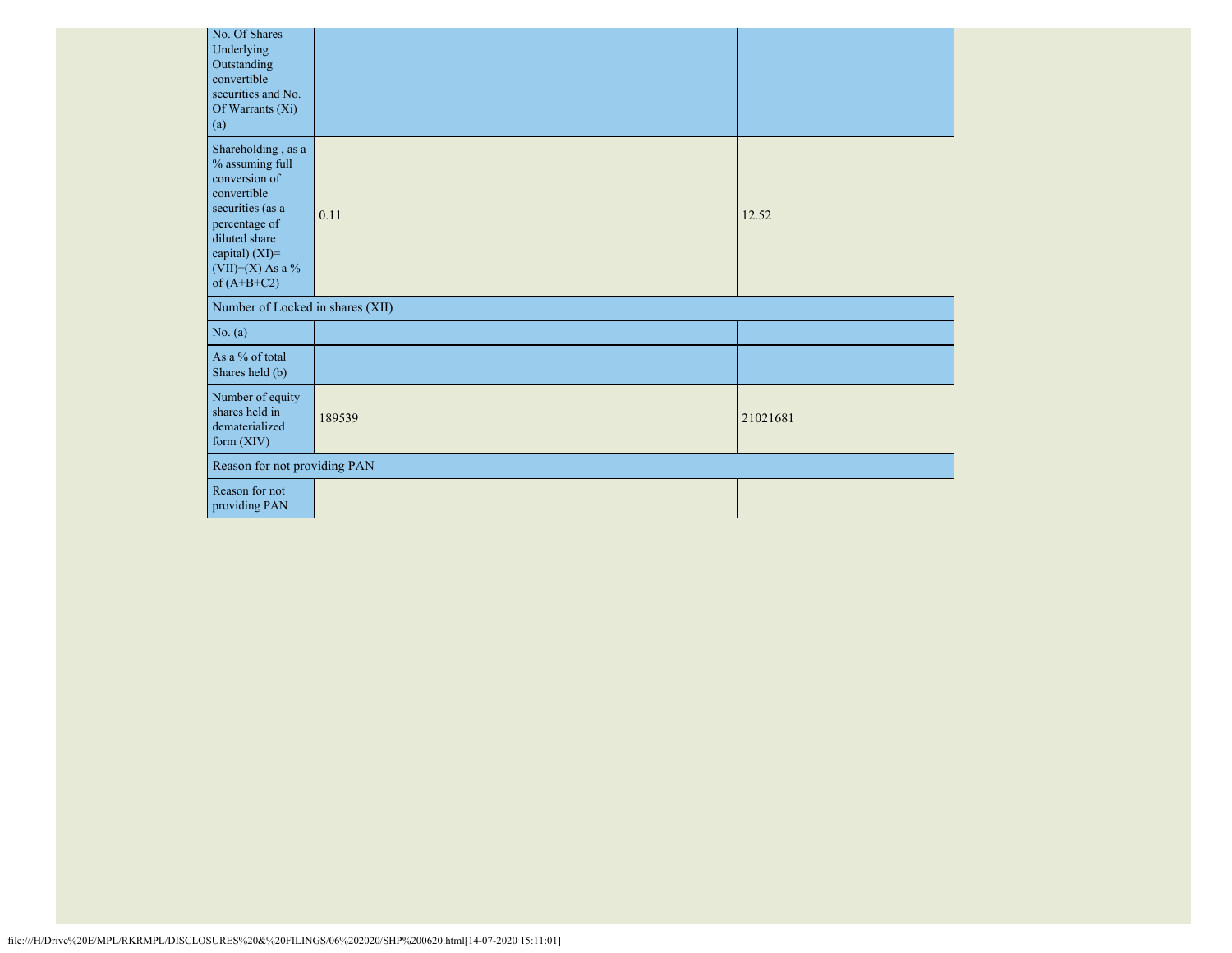| No. Of Shares Underlying Outstanding convertible securities and No. Of Warrants (Xi) (a) | | |
|---|---|---|
| Shareholding , as a % assuming full conversion of convertible securities (as a percentage of diluted share capital) (XI)= (VII)+(X) As a % of (A+B+C2) | 0.11 | 12.52 |
| Number of Locked in shares (XII) | | |
| No. (a) | | |
| As a % of total Shares held (b) | | |
| Number of equity shares held in dematerialized form (XIV) | 189539 | 21021681 |
| Reason for not providing PAN | | |
| Reason for not providing PAN | | |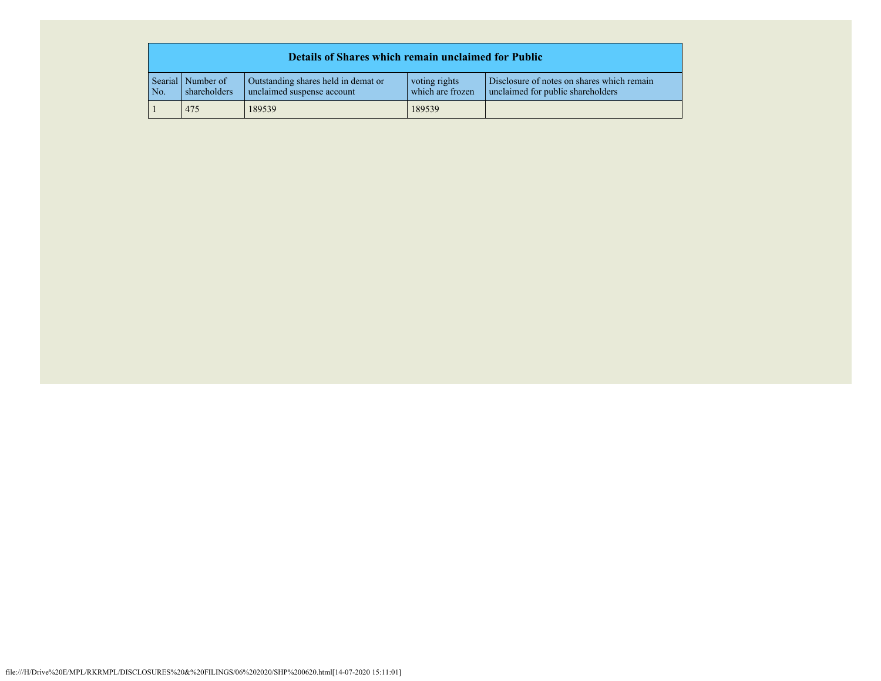| Details of Shares which remain unclaimed for Public | | | | |
|---|---|---|---|---|
| Searial No. | Number of shareholders | Outstanding shares held in demat or unclaimed suspense account | voting rights which are frozen | Disclosure of notes on shares which remain unclaimed for public shareholders |
| 1 | 475 | 189539 | 189539 | |